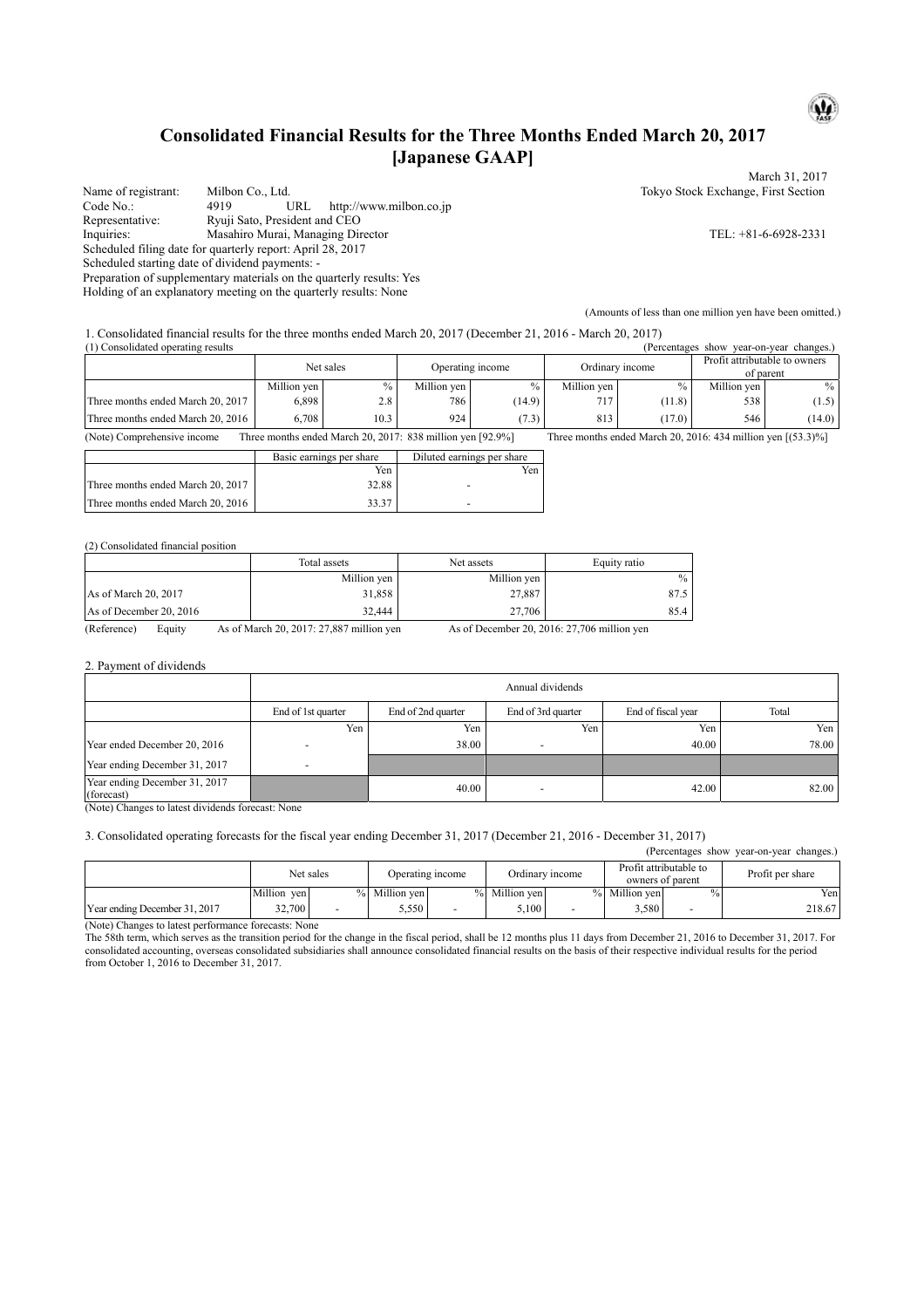# Consolidated Financial Results for the Three Months Ended March 20, 2017 [Japanese GAAP]

March 31, 2017

Name of registrant: Milbon Co., Ltd. — Tokyo Stock Exchange, First Section
Code No.: 4919 URL http://www.milbon.co.jp
Representative: Ryuji Sato, President and CEO
Inquiries: Masahiro Murai, Managing Director — TEL: +81-6-6928-2331
Scheduled filing date for quarterly report: April 28, 2017
Scheduled starting date of dividend payments: -
Preparation of supplementary materials on the quarterly results: Yes
Holding of an explanatory meeting on the quarterly results: None

(Amounts of less than one million yen have been omitted.)

1. Consolidated financial results for the three months ended March 20, 2017 (December 21, 2016 - March 20, 2017)

(1) Consolidated operating results (Percentages show year-on-year changes.)

| | Net sales | | Operating income | | Ordinary income | | Profit attributable to owners of parent | |
|---|---|---|---|---|---|---|---|---|
| | Million yen | % | Million yen | % | Million yen | % | Million yen | % |
| Three months ended March 20, 2017 | 6,898 | 2.8 | 786 | (14.9) | 717 | (11.8) | 538 | (1.5) |
| Three months ended March 20, 2016 | 6,708 | 10.3 | 924 | (7.3) | 813 | (17.0) | 546 | (14.0) |

(Note) Comprehensive income Three months ended March 20, 2017: 838 million yen [92.9%] Three months ended March 20, 2016: 434 million yen [(53.3)%]

| | Basic earnings per share | Diluted earnings per share |
|---|---|---|
| | Yen | Yen |
| Three months ended March 20, 2017 | 32.88 | - |
| Three months ended March 20, 2016 | 33.37 | - |

(2) Consolidated financial position

| | Total assets | Net assets | Equity ratio |
|---|---|---|---|
| | Million yen | Million yen | % |
| As of March 20, 2017 | 31,858 | 27,887 | 87.5 |
| As of December 20, 2016 | 32,444 | 27,706 | 85.4 |

(Reference) Equity As of March 20, 2017: 27,887 million yen As of December 20, 2016: 27,706 million yen

2. Payment of dividends

| | Annual dividends | | | | |
|---|---|---|---|---|---|
| | End of 1st quarter | End of 2nd quarter | End of 3rd quarter | End of fiscal year | Total |
| | Yen | Yen | Yen | Yen | Yen |
| Year ended December 20, 2016 | - | 38.00 | - | 40.00 | 78.00 |
| Year ending December 31, 2017 | - | | | | |
| Year ending December 31, 2017 (forecast) | | 40.00 | - | 42.00 | 82.00 |

(Note) Changes to latest dividends forecast: None

3. Consolidated operating forecasts for the fiscal year ending December 31, 2017 (December 21, 2016 - December 31, 2017)

(Percentages show year-on-year changes.)

| | Net sales | | Operating income | | Ordinary income | | Profit attributable to owners of parent | | Profit per share |
|---|---|---|---|---|---|---|---|---|---|
| | Million yen | % | Million yen | % | Million yen | % | Million yen | % | Yen |
| Year ending December 31, 2017 | 32,700 | - | 5,550 | - | 5,100 | - | 3,580 | - | 218.67 |

(Note) Changes to latest performance forecasts: None

The 58th term, which serves as the transition period for the change in the fiscal period, shall be 12 months plus 11 days from December 21, 2016 to December 31, 2017. For consolidated accounting, overseas consolidated subsidiaries shall announce consolidated financial results on the basis of their respective individual results for the period from October 1, 2016 to December 31, 2017.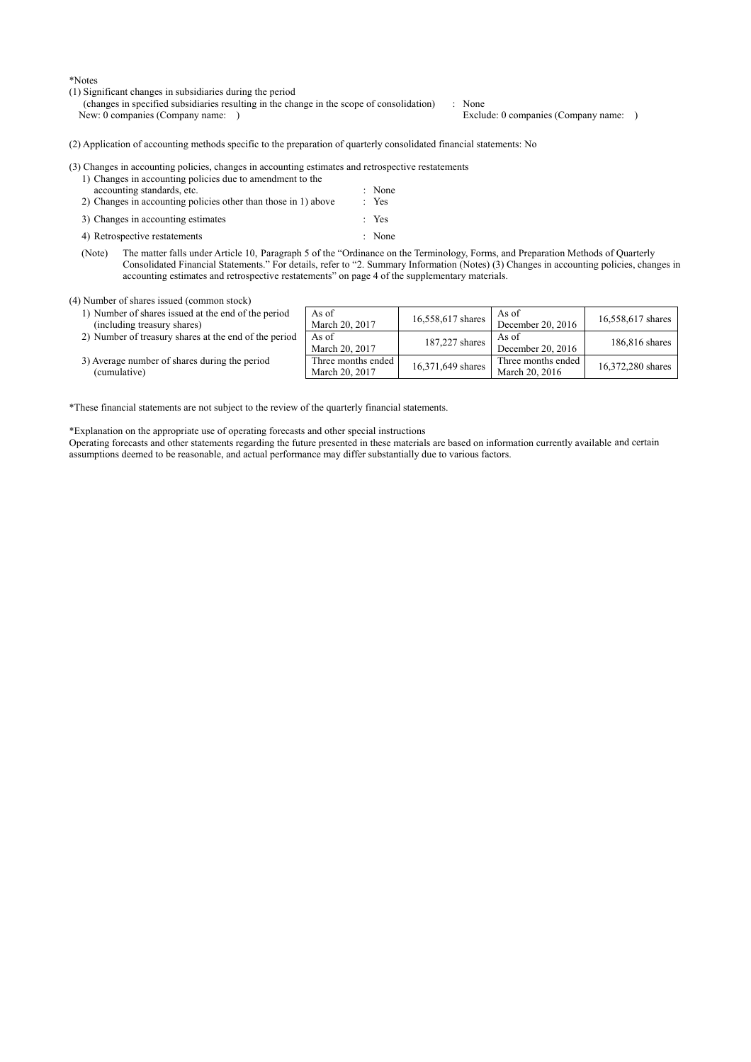*Notes

(1) Significant changes in subsidiaries during the period
(changes in specified subsidiaries resulting in the change in the scope of consolidation) : None
New: 0 companies (Company name: ) Exclude: 0 companies (Company name: )

(2) Application of accounting methods specific to the preparation of quarterly consolidated financial statements: No

(3) Changes in accounting policies, changes in accounting estimates and retrospective restatements

1) Changes in accounting policies due to amendment to the accounting standards, etc. : None
2) Changes in accounting policies other than those in 1) above : Yes
3) Changes in accounting estimates : Yes
4) Retrospective restatements : None

(Note) The matter falls under Article 10, Paragraph 5 of the "Ordinance on the Terminology, Forms, and Preparation Methods of Quarterly Consolidated Financial Statements." For details, refer to "2. Summary Information (Notes) (3) Changes in accounting policies, changes in accounting estimates and retrospective restatements" on page 4 of the supplementary materials.

(4) Number of shares issued (common stock)

| | | | | |
|---|---|---|---|---|
| 1) Number of shares issued at the end of the period (including treasury shares) | As of March 20, 2017 | 16,558,617 shares | As of December 20, 2016 | 16,558,617 shares |
| 2) Number of treasury shares at the end of the period | As of March 20, 2017 | 187,227 shares | As of December 20, 2016 | 186,816 shares |
| 3) Average number of shares during the period (cumulative) | Three months ended March 20, 2017 | 16,371,649 shares | Three months ended March 20, 2016 | 16,372,280 shares |

*These financial statements are not subject to the review of the quarterly financial statements.

*Explanation on the appropriate use of operating forecasts and other special instructions
Operating forecasts and other statements regarding the future presented in these materials are based on information currently available and certain assumptions deemed to be reasonable, and actual performance may differ substantially due to various factors.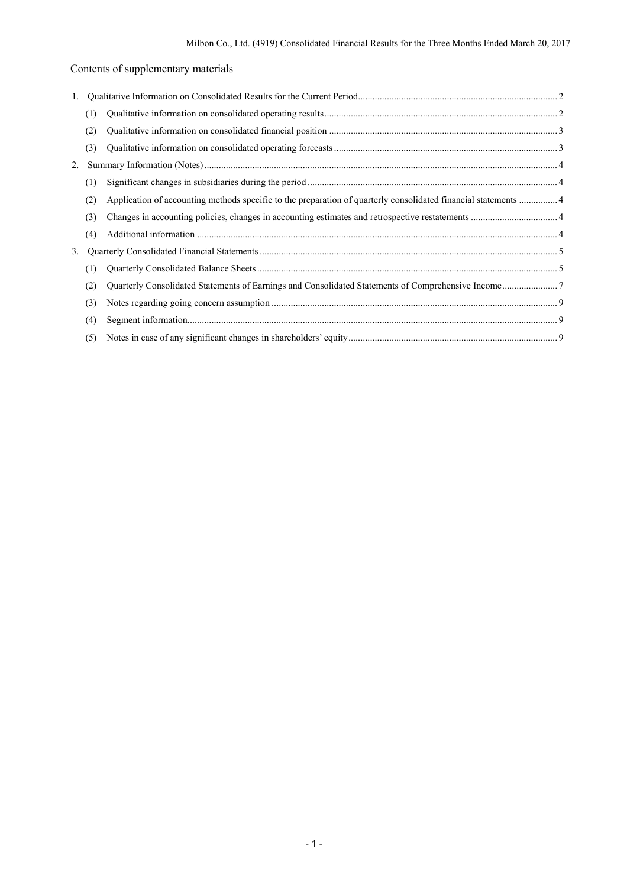# Contents of supplementary materials

1. Qualitative Information on Consolidated Results for the Current Period.......................................................................................2
   - (1) Qualitative information on consolidated operating results........................................................................................2
   - (2) Qualitative information on consolidated financial position .......................................................................................3
   - (3) Qualitative information on consolidated operating forecasts .....................................................................................3
2. Summary Information (Notes).........................................................................................................................4
   - (1) Significant changes in subsidiaries during the period ..............................................................................................4
   - (2) Application of accounting methods specific to the preparation of quarterly consolidated financial statements ................4
   - (3) Changes in accounting policies, changes in accounting estimates and retrospective restatements ..................................4
   - (4) Additional information ..............................................................................................................................4
3. Quarterly Consolidated Financial Statements ....................................................................................................5
   - (1) Quarterly Consolidated Balance Sheets ...........................................................................................................5
   - (2) Quarterly Consolidated Statements of Earnings and Consolidated Statements of Comprehensive Income.......................7
   - (3) Notes regarding going concern assumption .......................................................................................................9
   - (4) Segment information..................................................................................................................................9
   - (5) Notes in case of any significant changes in shareholders' equity...............................................................................9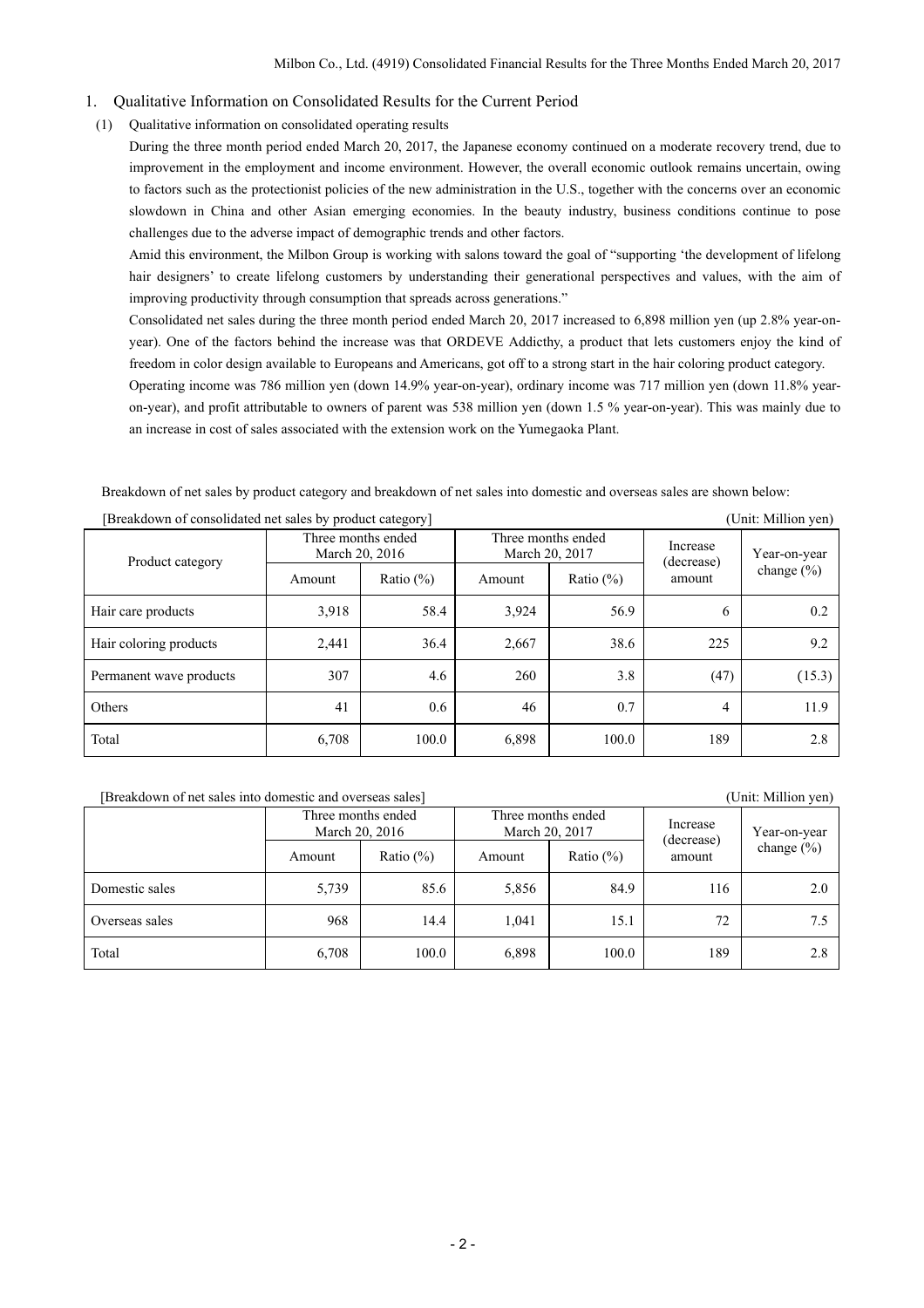## 1. Qualitative Information on Consolidated Results for the Current Period

### (1) Qualitative information on consolidated operating results

During the three month period ended March 20, 2017, the Japanese economy continued on a moderate recovery trend, due to improvement in the employment and income environment. However, the overall economic outlook remains uncertain, owing to factors such as the protectionist policies of the new administration in the U.S., together with the concerns over an economic slowdown in China and other Asian emerging economies. In the beauty industry, business conditions continue to pose challenges due to the adverse impact of demographic trends and other factors.

Amid this environment, the Milbon Group is working with salons toward the goal of "supporting 'the development of lifelong hair designers' to create lifelong customers by understanding their generational perspectives and values, with the aim of improving productivity through consumption that spreads across generations."

Consolidated net sales during the three month period ended March 20, 2017 increased to 6,898 million yen (up 2.8% year-on-year). One of the factors behind the increase was that ORDEVE Addicthy, a product that lets customers enjoy the kind of freedom in color design available to Europeans and Americans, got off to a strong start in the hair coloring product category.

Operating income was 786 million yen (down 14.9% year-on-year), ordinary income was 717 million yen (down 11.8% year-on-year), and profit attributable to owners of parent was 538 million yen (down 1.5 % year-on-year). This was mainly due to an increase in cost of sales associated with the extension work on the Yumegaoka Plant.

Breakdown of net sales by product category and breakdown of net sales into domestic and overseas sales are shown below:

[Breakdown of consolidated net sales by product category] (Unit: Million yen)

| Product category | Three months ended March 20, 2016 | | Three months ended March 20, 2017 | | Increase (decrease) amount | Year-on-year change (%) |
|---|---|---|---|---|---|---|
| | Amount | Ratio (%) | Amount | Ratio (%) | | |
| Hair care products | 3,918 | 58.4 | 3,924 | 56.9 | 6 | 0.2 |
| Hair coloring products | 2,441 | 36.4 | 2,667 | 38.6 | 225 | 9.2 |
| Permanent wave products | 307 | 4.6 | 260 | 3.8 | (47) | (15.3) |
| Others | 41 | 0.6 | 46 | 0.7 | 4 | 11.9 |
| Total | 6,708 | 100.0 | 6,898 | 100.0 | 189 | 2.8 |

[Breakdown of net sales into domestic and overseas sales] (Unit: Million yen)

| | Three months ended March 20, 2016 | | Three months ended March 20, 2017 | | Increase (decrease) amount | Year-on-year change (%) |
|---|---|---|---|---|---|---|
| | Amount | Ratio (%) | Amount | Ratio (%) | | |
| Domestic sales | 5,739 | 85.6 | 5,856 | 84.9 | 116 | 2.0 |
| Overseas sales | 968 | 14.4 | 1,041 | 15.1 | 72 | 7.5 |
| Total | 6,708 | 100.0 | 6,898 | 100.0 | 189 | 2.8 |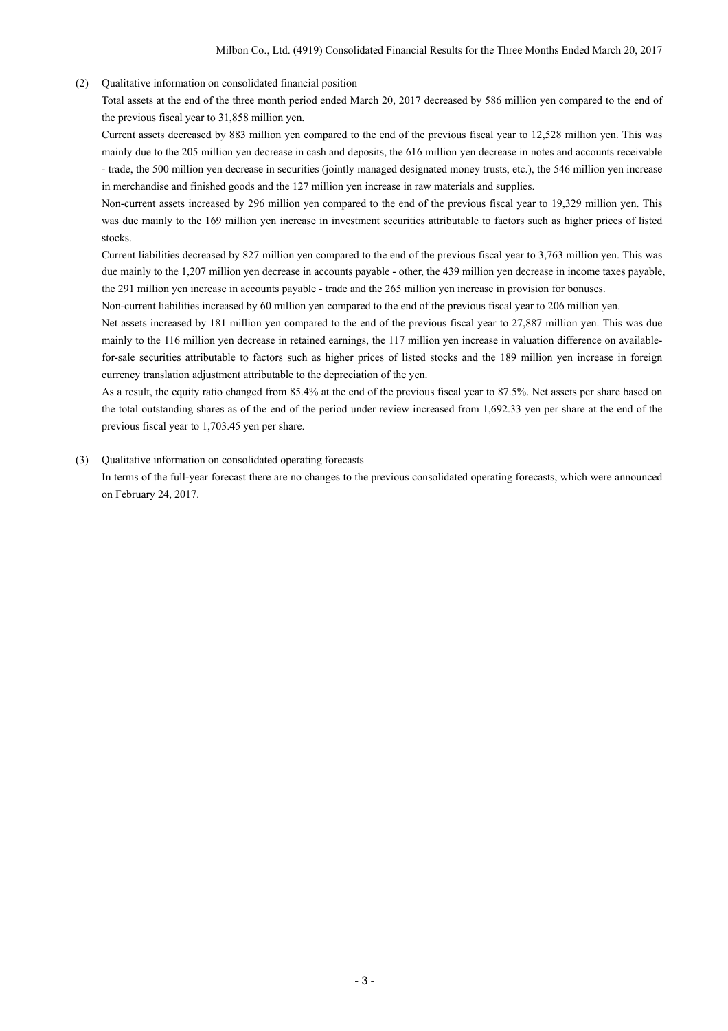### (2) Qualitative information on consolidated financial position

Total assets at the end of the three month period ended March 20, 2017 decreased by 586 million yen compared to the end of the previous fiscal year to 31,858 million yen.

Current assets decreased by 883 million yen compared to the end of the previous fiscal year to 12,528 million yen. This was mainly due to the 205 million yen decrease in cash and deposits, the 616 million yen decrease in notes and accounts receivable - trade, the 500 million yen decrease in securities (jointly managed designated money trusts, etc.), the 546 million yen increase in merchandise and finished goods and the 127 million yen increase in raw materials and supplies.

Non-current assets increased by 296 million yen compared to the end of the previous fiscal year to 19,329 million yen. This was due mainly to the 169 million yen increase in investment securities attributable to factors such as higher prices of listed stocks.

Current liabilities decreased by 827 million yen compared to the end of the previous fiscal year to 3,763 million yen. This was due mainly to the 1,207 million yen decrease in accounts payable - other, the 439 million yen decrease in income taxes payable, the 291 million yen increase in accounts payable - trade and the 265 million yen increase in provision for bonuses.

Non-current liabilities increased by 60 million yen compared to the end of the previous fiscal year to 206 million yen.

Net assets increased by 181 million yen compared to the end of the previous fiscal year to 27,887 million yen. This was due mainly to the 116 million yen decrease in retained earnings, the 117 million yen increase in valuation difference on available-for-sale securities attributable to factors such as higher prices of listed stocks and the 189 million yen increase in foreign currency translation adjustment attributable to the depreciation of the yen.

As a result, the equity ratio changed from 85.4% at the end of the previous fiscal year to 87.5%. Net assets per share based on the total outstanding shares as of the end of the period under review increased from 1,692.33 yen per share at the end of the previous fiscal year to 1,703.45 yen per share.

### (3) Qualitative information on consolidated operating forecasts

In terms of the full-year forecast there are no changes to the previous consolidated operating forecasts, which were announced on February 24, 2017.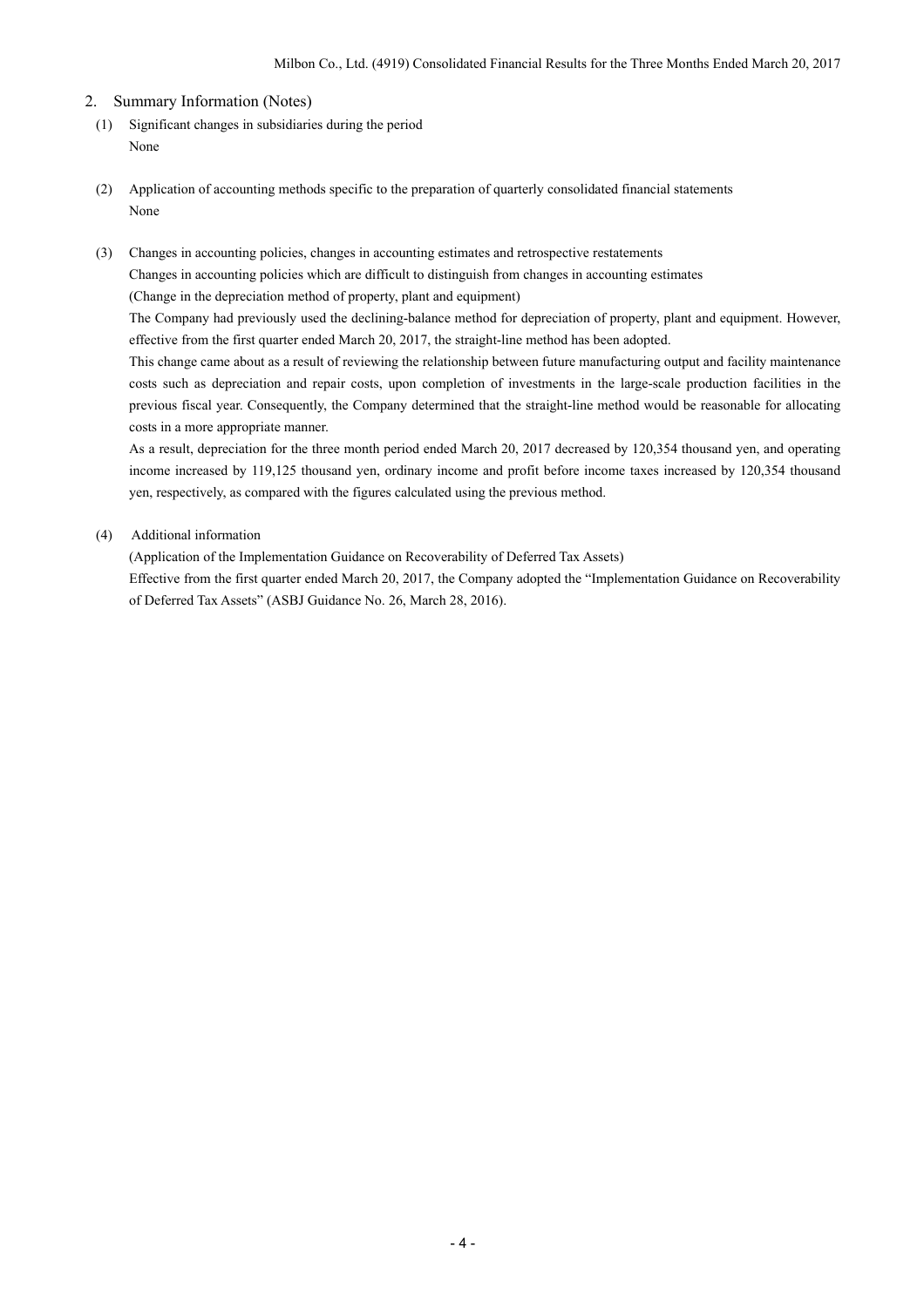## 2. Summary Information (Notes)

(1) Significant changes in subsidiaries during the period

None

(2) Application of accounting methods specific to the preparation of quarterly consolidated financial statements

None

(3) Changes in accounting policies, changes in accounting estimates and retrospective restatements

Changes in accounting policies which are difficult to distinguish from changes in accounting estimates

(Change in the depreciation method of property, plant and equipment)

The Company had previously used the declining-balance method for depreciation of property, plant and equipment. However, effective from the first quarter ended March 20, 2017, the straight-line method has been adopted.

This change came about as a result of reviewing the relationship between future manufacturing output and facility maintenance costs such as depreciation and repair costs, upon completion of investments in the large-scale production facilities in the previous fiscal year. Consequently, the Company determined that the straight-line method would be reasonable for allocating costs in a more appropriate manner.

As a result, depreciation for the three month period ended March 20, 2017 decreased by 120,354 thousand yen, and operating income increased by 119,125 thousand yen, ordinary income and profit before income taxes increased by 120,354 thousand yen, respectively, as compared with the figures calculated using the previous method.

(4) Additional information

(Application of the Implementation Guidance on Recoverability of Deferred Tax Assets)

Effective from the first quarter ended March 20, 2017, the Company adopted the "Implementation Guidance on Recoverability of Deferred Tax Assets" (ASBJ Guidance No. 26, March 28, 2016).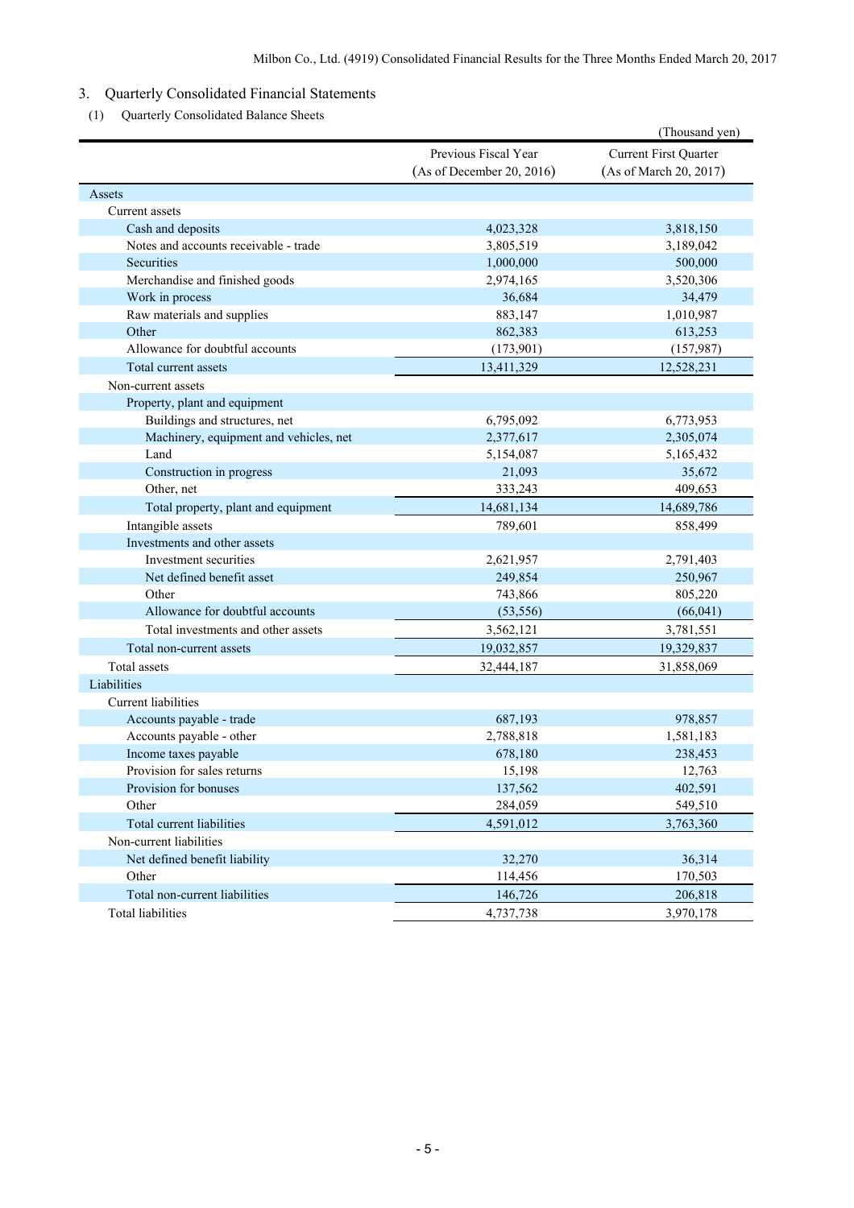## 3. Quarterly Consolidated Financial Statements

### (1) Quarterly Consolidated Balance Sheets

(Thousand yen)

| | Previous Fiscal Year (As of December 20, 2016) | Current First Quarter (As of March 20, 2017) |
|---|---|---|
| Assets | | |
| Current assets | | |
| Cash and deposits | 4,023,328 | 3,818,150 |
| Notes and accounts receivable - trade | 3,805,519 | 3,189,042 |
| Securities | 1,000,000 | 500,000 |
| Merchandise and finished goods | 2,974,165 | 3,520,306 |
| Work in process | 36,684 | 34,479 |
| Raw materials and supplies | 883,147 | 1,010,987 |
| Other | 862,383 | 613,253 |
| Allowance for doubtful accounts | (173,901) | (157,987) |
| Total current assets | 13,411,329 | 12,528,231 |
| Non-current assets | | |
| Property, plant and equipment | | |
| Buildings and structures, net | 6,795,092 | 6,773,953 |
| Machinery, equipment and vehicles, net | 2,377,617 | 2,305,074 |
| Land | 5,154,087 | 5,165,432 |
| Construction in progress | 21,093 | 35,672 |
| Other, net | 333,243 | 409,653 |
| Total property, plant and equipment | 14,681,134 | 14,689,786 |
| Intangible assets | 789,601 | 858,499 |
| Investments and other assets | | |
| Investment securities | 2,621,957 | 2,791,403 |
| Net defined benefit asset | 249,854 | 250,967 |
| Other | 743,866 | 805,220 |
| Allowance for doubtful accounts | (53,556) | (66,041) |
| Total investments and other assets | 3,562,121 | 3,781,551 |
| Total non-current assets | 19,032,857 | 19,329,837 |
| Total assets | 32,444,187 | 31,858,069 |
| Liabilities | | |
| Current liabilities | | |
| Accounts payable - trade | 687,193 | 978,857 |
| Accounts payable - other | 2,788,818 | 1,581,183 |
| Income taxes payable | 678,180 | 238,453 |
| Provision for sales returns | 15,198 | 12,763 |
| Provision for bonuses | 137,562 | 402,591 |
| Other | 284,059 | 549,510 |
| Total current liabilities | 4,591,012 | 3,763,360 |
| Non-current liabilities | | |
| Net defined benefit liability | 32,270 | 36,314 |
| Other | 114,456 | 170,503 |
| Total non-current liabilities | 146,726 | 206,818 |
| Total liabilities | 4,737,738 | 3,970,178 |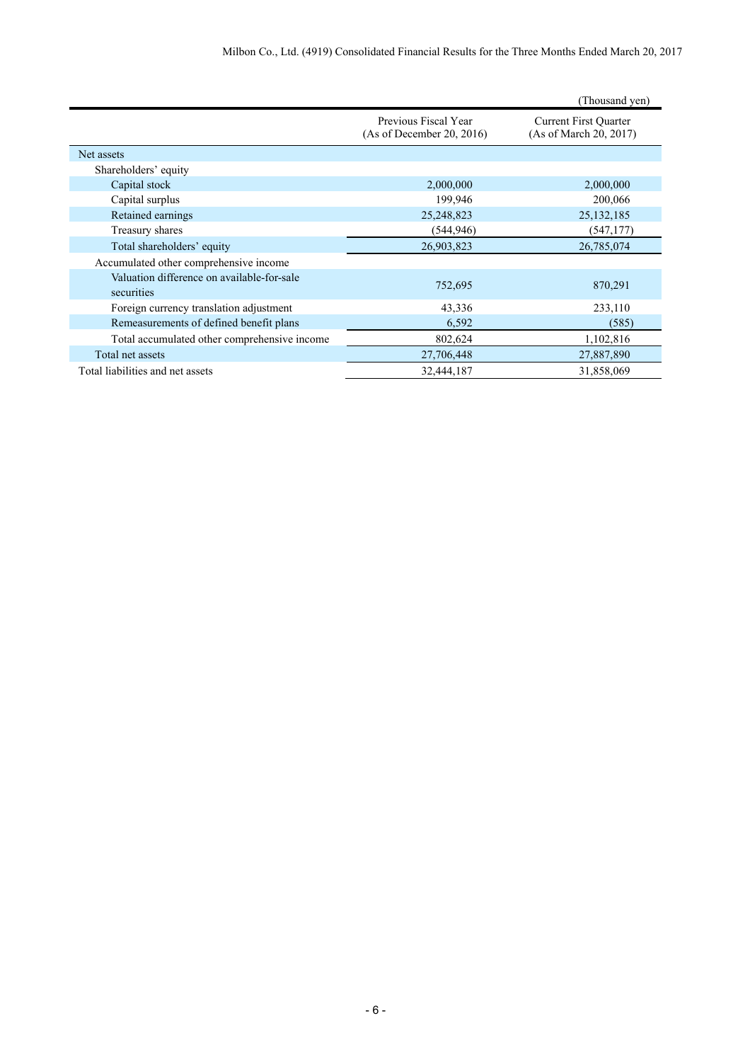(Thousand yen)

| | Previous Fiscal Year (As of December 20, 2016) | Current First Quarter (As of March 20, 2017) |
|---|---|---|
| Net assets | | |
| Shareholders' equity | | |
| Capital stock | 2,000,000 | 2,000,000 |
| Capital surplus | 199,946 | 200,066 |
| Retained earnings | 25,248,823 | 25,132,185 |
| Treasury shares | (544,946) | (547,177) |
| Total shareholders' equity | 26,903,823 | 26,785,074 |
| Accumulated other comprehensive income | | |
| Valuation difference on available-for-sale securities | 752,695 | 870,291 |
| Foreign currency translation adjustment | 43,336 | 233,110 |
| Remeasurements of defined benefit plans | 6,592 | (585) |
| Total accumulated other comprehensive income | 802,624 | 1,102,816 |
| Total net assets | 27,706,448 | 27,887,890 |
| Total liabilities and net assets | 32,444,187 | 31,858,069 |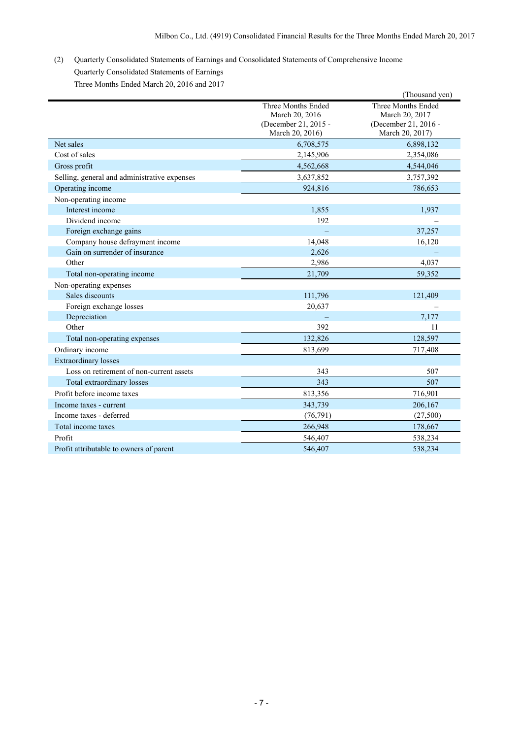(2) Quarterly Consolidated Statements of Earnings and Consolidated Statements of Comprehensive Income

Quarterly Consolidated Statements of Earnings

Three Months Ended March 20, 2016 and 2017

(Thousand yen)

| | Three Months Ended March 20, 2016 (December 21, 2015 - March 20, 2016) | Three Months Ended March 20, 2017 (December 21, 2016 - March 20, 2017) |
|---|---|---|
| Net sales | 6,708,575 | 6,898,132 |
| Cost of sales | 2,145,906 | 2,354,086 |
| Gross profit | 4,562,668 | 4,544,046 |
| Selling, general and administrative expenses | 3,637,852 | 3,757,392 |
| Operating income | 924,816 | 786,653 |
| Non-operating income | | |
| Interest income | 1,855 | 1,937 |
| Dividend income | 192 | – |
| Foreign exchange gains | – | 37,257 |
| Company house defrayment income | 14,048 | 16,120 |
| Gain on surrender of insurance | 2,626 | – |
| Other | 2,986 | 4,037 |
| Total non-operating income | 21,709 | 59,352 |
| Non-operating expenses | | |
| Sales discounts | 111,796 | 121,409 |
| Foreign exchange losses | 20,637 | – |
| Depreciation | – | 7,177 |
| Other | 392 | 11 |
| Total non-operating expenses | 132,826 | 128,597 |
| Ordinary income | 813,699 | 717,408 |
| Extraordinary losses | | |
| Loss on retirement of non-current assets | 343 | 507 |
| Total extraordinary losses | 343 | 507 |
| Profit before income taxes | 813,356 | 716,901 |
| Income taxes - current | 343,739 | 206,167 |
| Income taxes - deferred | (76,791) | (27,500) |
| Total income taxes | 266,948 | 178,667 |
| Profit | 546,407 | 538,234 |
| Profit attributable to owners of parent | 546,407 | 538,234 |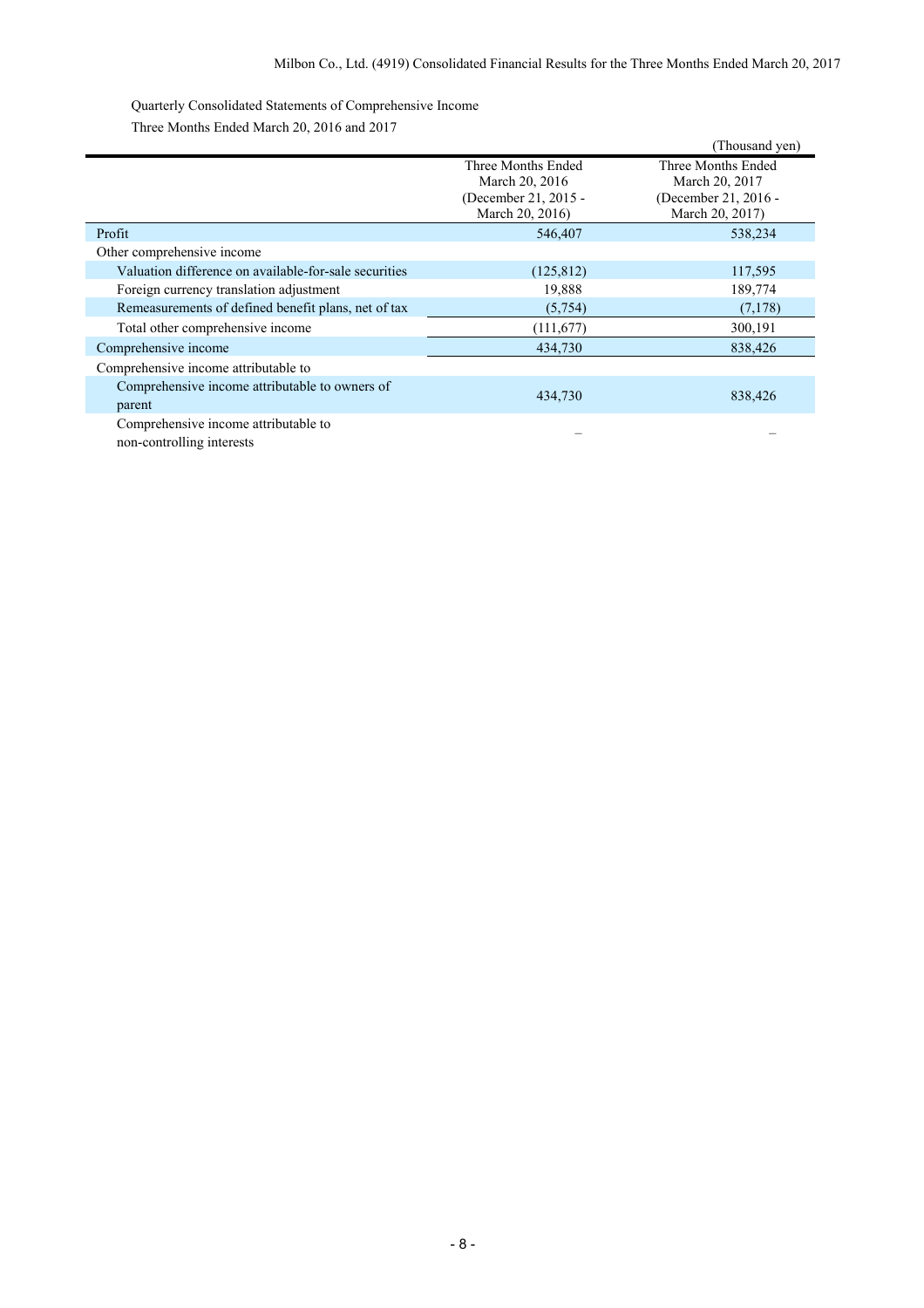Quarterly Consolidated Statements of Comprehensive Income

Three Months Ended March 20, 2016 and 2017

(Thousand yen)

| | Three Months Ended March 20, 2016 (December 21, 2015 - March 20, 2016) | Three Months Ended March 20, 2017 (December 21, 2016 - March 20, 2017) |
|---|---|---|
| Profit | 546,407 | 538,234 |
| Other comprehensive income | | |
| Valuation difference on available-for-sale securities | (125,812) | 117,595 |
| Foreign currency translation adjustment | 19,888 | 189,774 |
| Remeasurements of defined benefit plans, net of tax | (5,754) | (7,178) |
| Total other comprehensive income | (111,677) | 300,191 |
| Comprehensive income | 434,730 | 838,426 |
| Comprehensive income attributable to | | |
| Comprehensive income attributable to owners of parent | 434,730 | 838,426 |
| Comprehensive income attributable to non-controlling interests | – | – |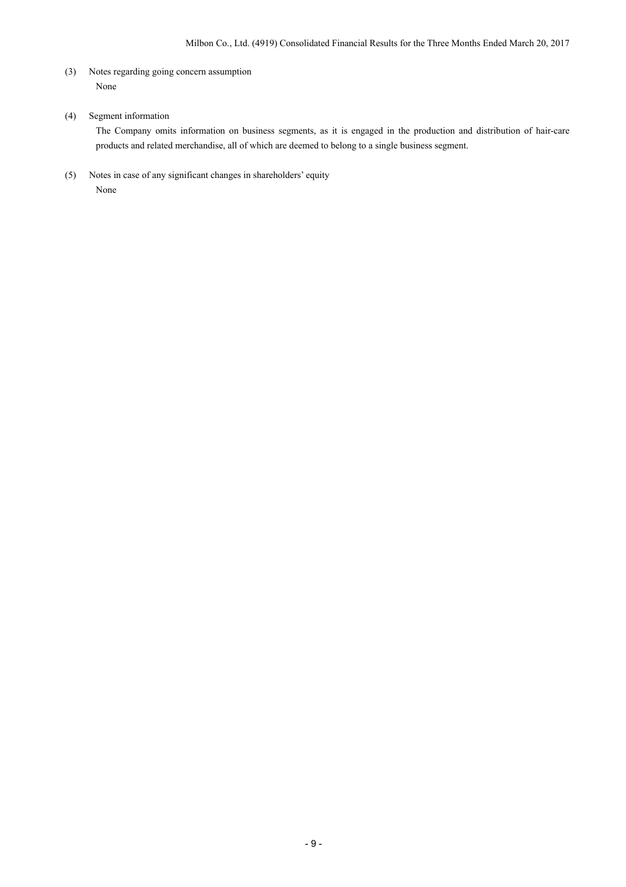(3) Notes regarding going concern assumption

None

(4) Segment information

The Company omits information on business segments, as it is engaged in the production and distribution of hair-care products and related merchandise, all of which are deemed to belong to a single business segment.

(5) Notes in case of any significant changes in shareholders' equity

None